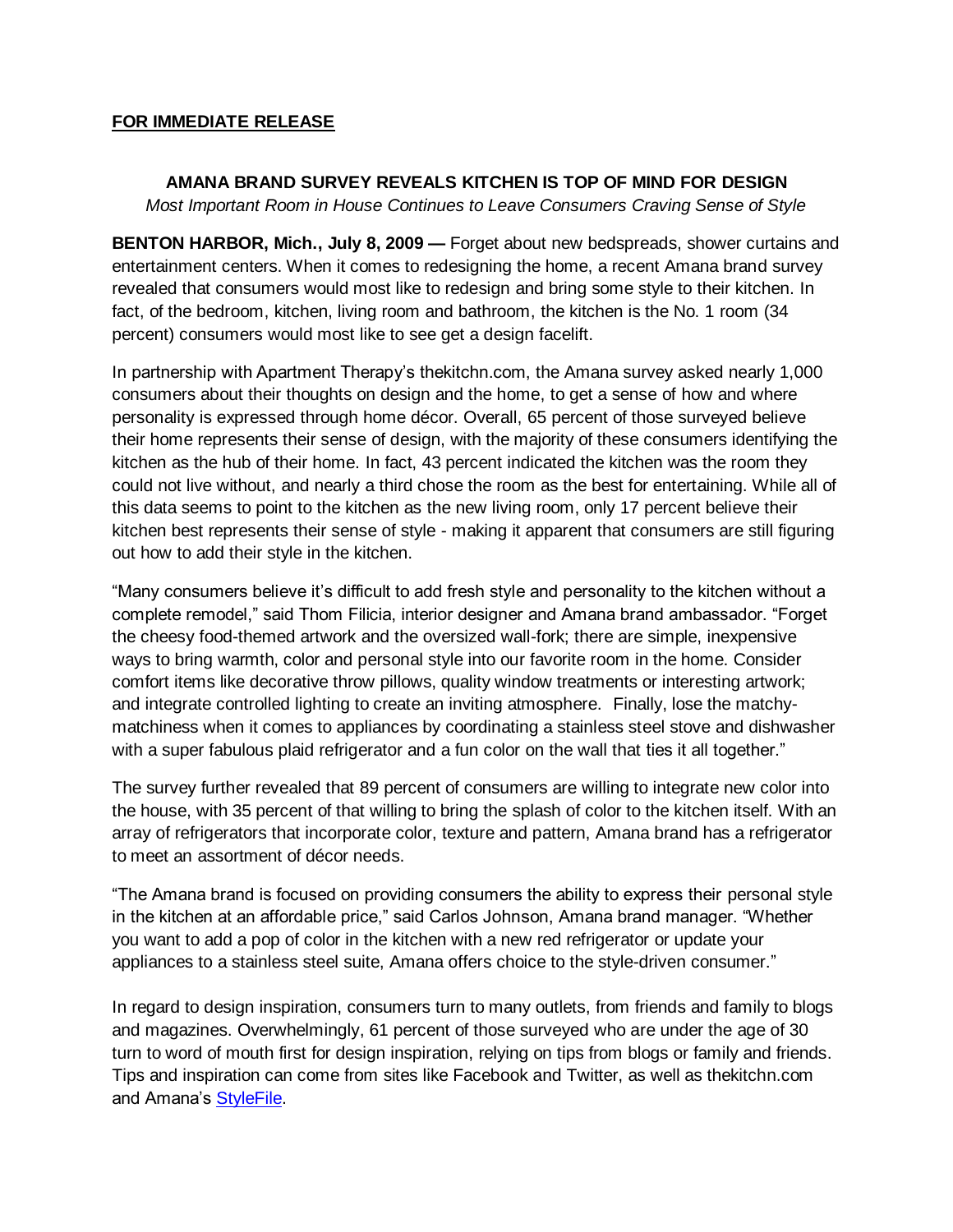**FOR IMMEDIATE RELEASE**

**AMANA BRAND SURVEY REVEALS KITCHEN IS TOP OF MIND FOR DESIGN**

*Most Important Room in House Continues to Leave Consumers Craving Sense of Style*

**BENTON HARBOR, Mich., July 8, 2009 —** Forget about new bedspreads, shower curtains and entertainment centers. When it comes to redesigning the home, a recent Amana brand survey revealed that consumers would most like to redesign and bring some style to their kitchen. In fact, of the bedroom, kitchen, living room and bathroom, the kitchen is the No. 1 room (34 percent) consumers would most like to see get a design facelift.

In partnership with Apartment Therapy's thekitchn.com, the Amana survey asked nearly 1,000 consumers about their thoughts on design and the home, to get a sense of how and where personality is expressed through home décor. Overall, 65 percent of those surveyed believe their home represents their sense of design, with the majority of these consumers identifying the kitchen as the hub of their home. In fact, 43 percent indicated the kitchen was the room they could not live without, and nearly a third chose the room as the best for entertaining. While all of this data seems to point to the kitchen as the new living room, only 17 percent believe their kitchen best represents their sense of style - making it apparent that consumers are still figuring out how to add their style in the kitchen.

"Many consumers believe it's difficult to add fresh style and personality to the kitchen without a complete remodel," said Thom Filicia, interior designer and Amana brand ambassador. "Forget the cheesy food-themed artwork and the oversized wall-fork; there are simple, inexpensive ways to bring warmth, color and personal style into our favorite room in the home. Consider comfort items like decorative throw pillows, quality window treatments or interesting artwork; and integrate controlled lighting to create an inviting atmosphere. Finally, lose the matchy-matchiness when it comes to appliances by coordinating a stainless steel stove and dishwasher with a super fabulous plaid refrigerator and a fun color on the wall that ties it all together."

The survey further revealed that 89 percent of consumers are willing to integrate new color into the house, with 35 percent of that willing to bring the splash of color to the kitchen itself. With an array of refrigerators that incorporate color, texture and pattern, Amana brand has a refrigerator to meet an assortment of décor needs.

"The Amana brand is focused on providing consumers the ability to express their personal style in the kitchen at an affordable price," said Carlos Johnson, Amana brand manager. "Whether you want to add a pop of color in the kitchen with a new red refrigerator or update your appliances to a stainless steel suite, Amana offers choice to the style-driven consumer."

In regard to design inspiration, consumers turn to many outlets, from friends and family to blogs and magazines. Overwhelmingly, 61 percent of those surveyed who are under the age of 30 turn to word of mouth first for design inspiration, relying on tips from blogs or family and friends. Tips and inspiration can come from sites like Facebook and Twitter, as well as thekitchn.com and Amana's StyleFile.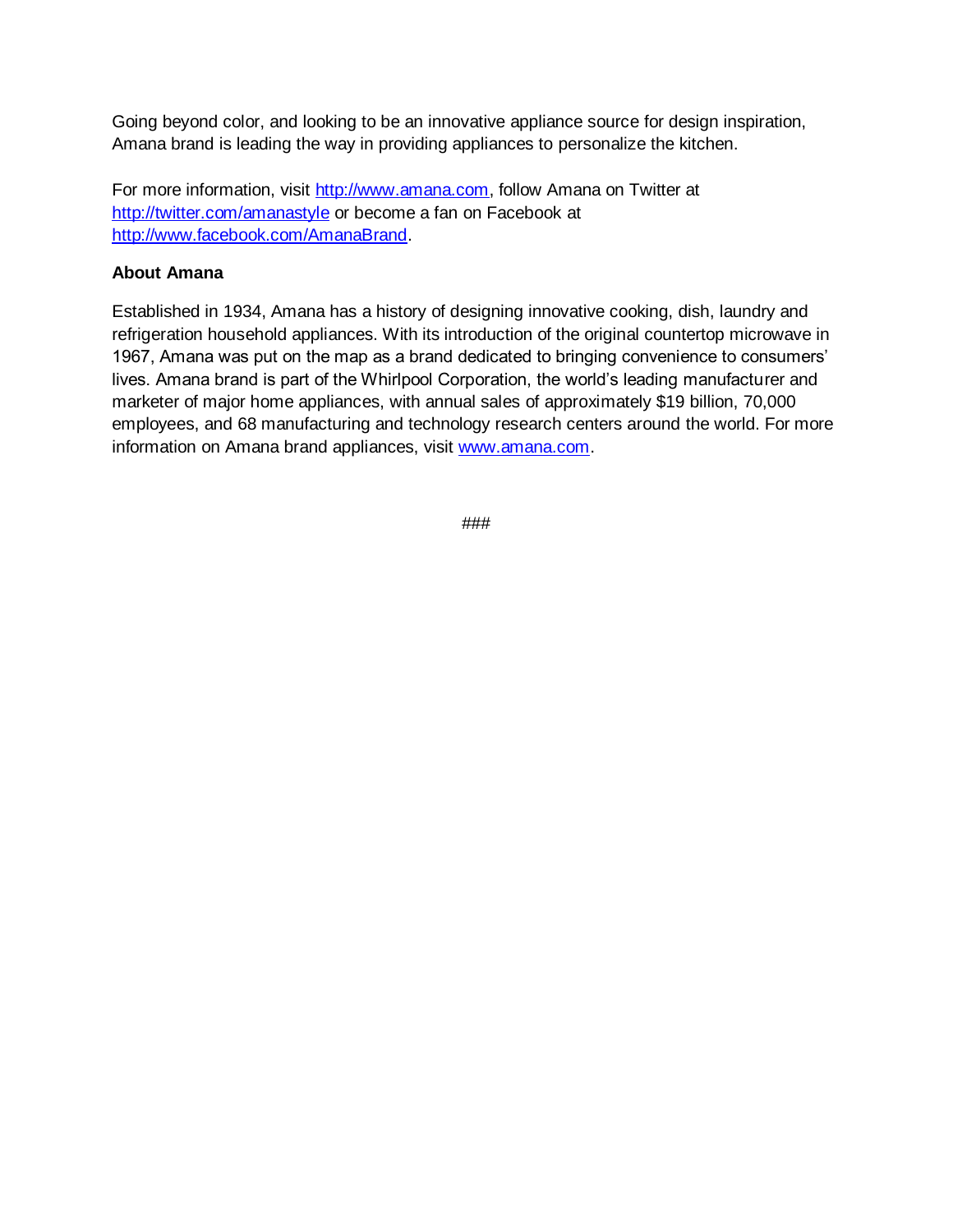Going beyond color, and looking to be an innovative appliance source for design inspiration, Amana brand is leading the way in providing appliances to personalize the kitchen.

For more information, visit [http://www.amana.com](http://www.amana.com), follow Amana on Twitter at [http://twitter.com/amanastyle](http://twitter.com/amanastyle) or become a fan on Facebook at [http://www.facebook.com/AmanaBrand](http://www.facebook.com/AmanaBrand).

**About Amana**

Established in 1934, Amana has a history of designing innovative cooking, dish, laundry and refrigeration household appliances. With its introduction of the original countertop microwave in 1967, Amana was put on the map as a brand dedicated to bringing convenience to consumers' lives. Amana brand is part of the Whirlpool Corporation, the world's leading manufacturer and marketer of major home appliances, with annual sales of approximately $19 billion, 70,000 employees, and 68 manufacturing and technology research centers around the world. For more information on Amana brand appliances, visit [www.amana.com](http://www.amana.com).

###